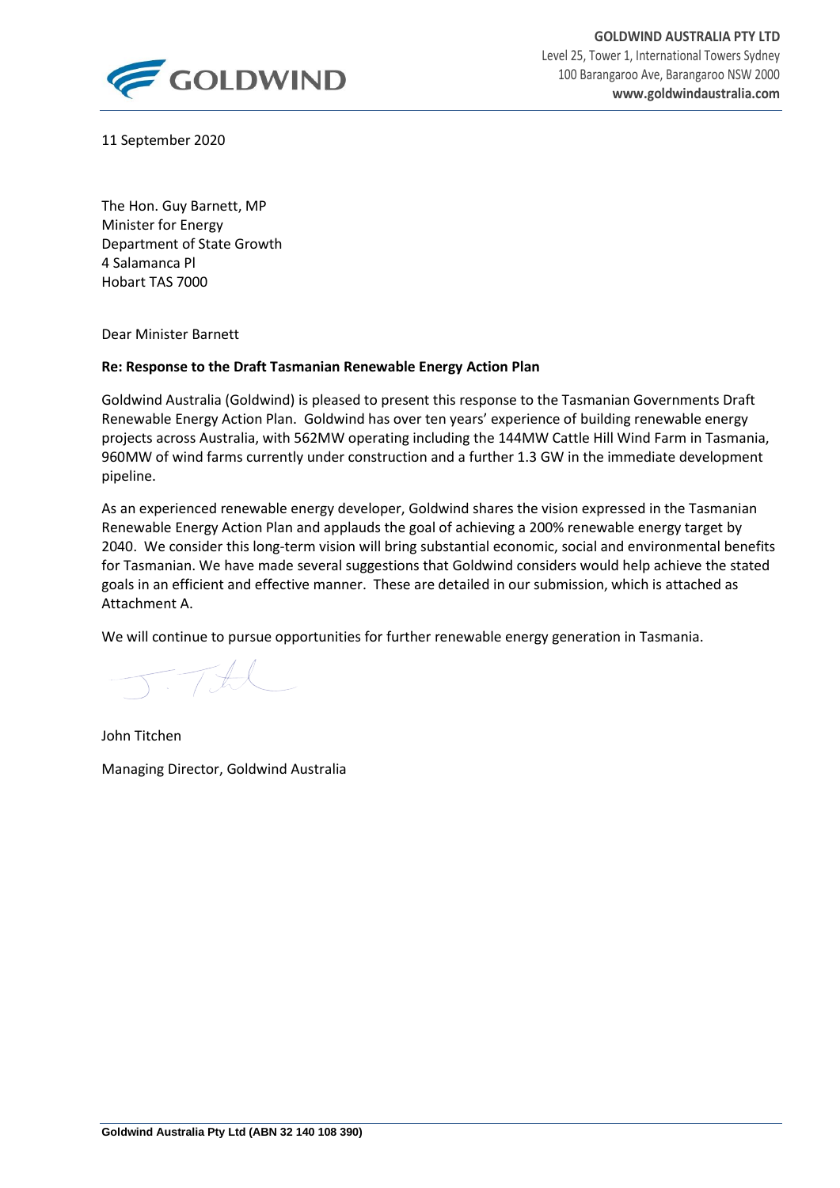**GOLDWIND AUSTRALIA PTY LTD**
Level 25, Tower 1, International Towers Sydney
100 Barangaroo Ave, Barangaroo NSW 2000
**www.goldwindaustralia.com**

11 September 2020

The Hon. Guy Barnett, MP
Minister for Energy
Department of State Growth
4 Salamanca Pl
Hobart TAS 7000

Dear Minister Barnett

**Re: Response to the Draft Tasmanian Renewable Energy Action Plan**

Goldwind Australia (Goldwind) is pleased to present this response to the Tasmanian Governments Draft Renewable Energy Action Plan. Goldwind has over ten years' experience of building renewable energy projects across Australia, with 562MW operating including the 144MW Cattle Hill Wind Farm in Tasmania, 960MW of wind farms currently under construction and a further 1.3 GW in the immediate development pipeline.

As an experienced renewable energy developer, Goldwind shares the vision expressed in the Tasmanian Renewable Energy Action Plan and applauds the goal of achieving a 200% renewable energy target by 2040. We consider this long-term vision will bring substantial economic, social and environmental benefits for Tasmanian. We have made several suggestions that Goldwind considers would help achieve the stated goals in an efficient and effective manner. These are detailed in our submission, which is attached as Attachment A.

We will continue to pursue opportunities for further renewable energy generation in Tasmania.

John Titchen

Managing Director, Goldwind Australia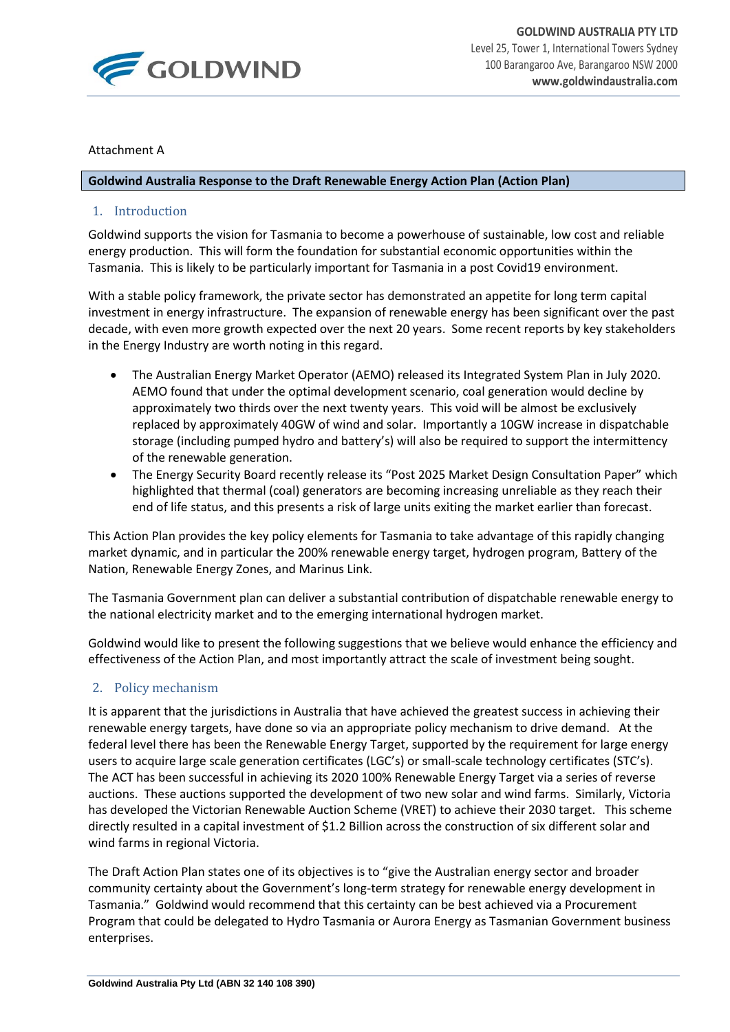Attachment A

**Goldwind Australia Response to the Draft Renewable Energy Action Plan (Action Plan)**

## 1. Introduction

Goldwind supports the vision for Tasmania to become a powerhouse of sustainable, low cost and reliable energy production. This will form the foundation for substantial economic opportunities within the Tasmania. This is likely to be particularly important for Tasmania in a post Covid19 environment.

With a stable policy framework, the private sector has demonstrated an appetite for long term capital investment in energy infrastructure. The expansion of renewable energy has been significant over the past decade, with even more growth expected over the next 20 years. Some recent reports by key stakeholders in the Energy Industry are worth noting in this regard.

- The Australian Energy Market Operator (AEMO) released its Integrated System Plan in July 2020. AEMO found that under the optimal development scenario, coal generation would decline by approximately two thirds over the next twenty years. This void will be almost be exclusively replaced by approximately 40GW of wind and solar. Importantly a 10GW increase in dispatchable storage (including pumped hydro and battery's) will also be required to support the intermittency of the renewable generation.
- The Energy Security Board recently release its "Post 2025 Market Design Consultation Paper" which highlighted that thermal (coal) generators are becoming increasing unreliable as they reach their end of life status, and this presents a risk of large units exiting the market earlier than forecast.

This Action Plan provides the key policy elements for Tasmania to take advantage of this rapidly changing market dynamic, and in particular the 200% renewable energy target, hydrogen program, Battery of the Nation, Renewable Energy Zones, and Marinus Link.

The Tasmania Government plan can deliver a substantial contribution of dispatchable renewable energy to the national electricity market and to the emerging international hydrogen market.

Goldwind would like to present the following suggestions that we believe would enhance the efficiency and effectiveness of the Action Plan, and most importantly attract the scale of investment being sought.

## 2. Policy mechanism

It is apparent that the jurisdictions in Australia that have achieved the greatest success in achieving their renewable energy targets, have done so via an appropriate policy mechanism to drive demand. At the federal level there has been the Renewable Energy Target, supported by the requirement for large energy users to acquire large scale generation certificates (LGC's) or small-scale technology certificates (STC's). The ACT has been successful in achieving its 2020 100% Renewable Energy Target via a series of reverse auctions. These auctions supported the development of two new solar and wind farms. Similarly, Victoria has developed the Victorian Renewable Auction Scheme (VRET) to achieve their 2030 target. This scheme directly resulted in a capital investment of $1.2 Billion across the construction of six different solar and wind farms in regional Victoria.

The Draft Action Plan states one of its objectives is to "give the Australian energy sector and broader community certainty about the Government's long-term strategy for renewable energy development in Tasmania." Goldwind would recommend that this certainty can be best achieved via a Procurement Program that could be delegated to Hydro Tasmania or Aurora Energy as Tasmanian Government business enterprises.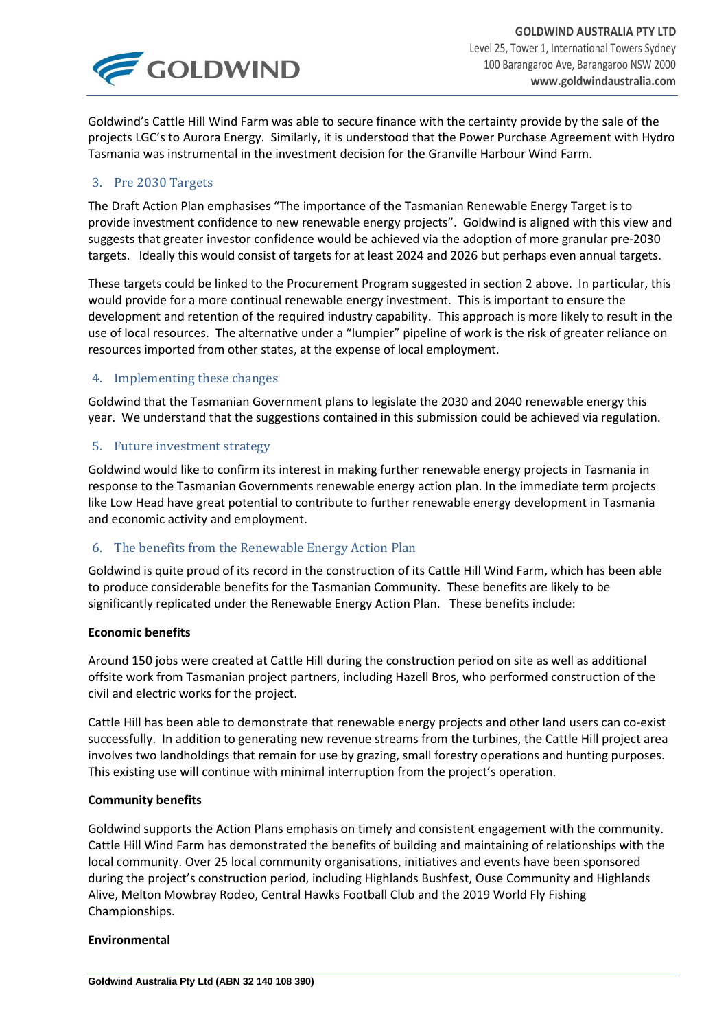Goldwind's Cattle Hill Wind Farm was able to secure finance with the certainty provide by the sale of the projects LGC's to Aurora Energy. Similarly, it is understood that the Power Purchase Agreement with Hydro Tasmania was instrumental in the investment decision for the Granville Harbour Wind Farm.

## 3. Pre 2030 Targets

The Draft Action Plan emphasises "The importance of the Tasmanian Renewable Energy Target is to provide investment confidence to new renewable energy projects". Goldwind is aligned with this view and suggests that greater investor confidence would be achieved via the adoption of more granular pre-2030 targets. Ideally this would consist of targets for at least 2024 and 2026 but perhaps even annual targets.

These targets could be linked to the Procurement Program suggested in section 2 above. In particular, this would provide for a more continual renewable energy investment. This is important to ensure the development and retention of the required industry capability. This approach is more likely to result in the use of local resources. The alternative under a "lumpier" pipeline of work is the risk of greater reliance on resources imported from other states, at the expense of local employment.

## 4. Implementing these changes

Goldwind that the Tasmanian Government plans to legislate the 2030 and 2040 renewable energy this year. We understand that the suggestions contained in this submission could be achieved via regulation.

## 5. Future investment strategy

Goldwind would like to confirm its interest in making further renewable energy projects in Tasmania in response to the Tasmanian Governments renewable energy action plan. In the immediate term projects like Low Head have great potential to contribute to further renewable energy development in Tasmania and economic activity and employment.

## 6. The benefits from the Renewable Energy Action Plan

Goldwind is quite proud of its record in the construction of its Cattle Hill Wind Farm, which has been able to produce considerable benefits for the Tasmanian Community. These benefits are likely to be significantly replicated under the Renewable Energy Action Plan. These benefits include:

**Economic benefits**

Around 150 jobs were created at Cattle Hill during the construction period on site as well as additional offsite work from Tasmanian project partners, including Hazell Bros, who performed construction of the civil and electric works for the project.

Cattle Hill has been able to demonstrate that renewable energy projects and other land users can co-exist successfully. In addition to generating new revenue streams from the turbines, the Cattle Hill project area involves two landholdings that remain for use by grazing, small forestry operations and hunting purposes. This existing use will continue with minimal interruption from the project's operation.

**Community benefits**

Goldwind supports the Action Plans emphasis on timely and consistent engagement with the community. Cattle Hill Wind Farm has demonstrated the benefits of building and maintaining of relationships with the local community. Over 25 local community organisations, initiatives and events have been sponsored during the project's construction period, including Highlands Bushfest, Ouse Community and Highlands Alive, Melton Mowbray Rodeo, Central Hawks Football Club and the 2019 World Fly Fishing Championships.

**Environmental**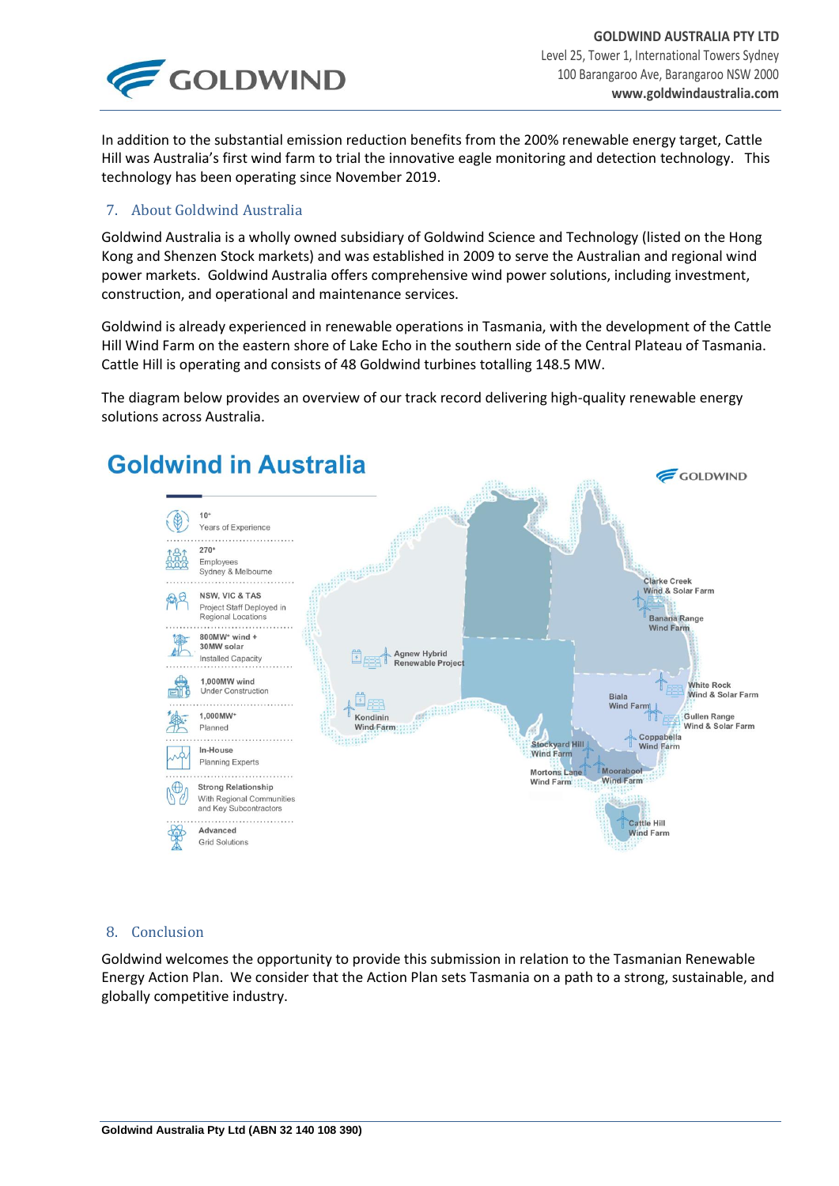In addition to the substantial emission reduction benefits from the 200% renewable energy target, Cattle Hill was Australia's first wind farm to trial the innovative eagle monitoring and detection technology. This technology has been operating since November 2019.

## 7. About Goldwind Australia

Goldwind Australia is a wholly owned subsidiary of Goldwind Science and Technology (listed on the Hong Kong and Shenzen Stock markets) and was established in 2009 to serve the Australian and regional wind power markets. Goldwind Australia offers comprehensive wind power solutions, including investment, construction, and operational and maintenance services.

Goldwind is already experienced in renewable operations in Tasmania, with the development of the Cattle Hill Wind Farm on the eastern shore of Lake Echo in the southern side of the Central Plateau of Tasmania. Cattle Hill is operating and consists of 48 Goldwind turbines totalling 148.5 MW.

The diagram below provides an overview of our track record delivering high-quality renewable energy solutions across Australia.

**Goldwind in Australia**

GOLDWIND

10+
Years of Experience

270+
Employees
Sydney & Melbourne

NSW, VIC & TAS
Project Staff Deployed in Regional Locations

800MW+ wind + 30MW solar
Installed Capacity

1,000MW wind
Under Construction

1,000MW+
Planned

In-House
Planning Experts

Strong Relationship
With Regional Communities and Key Subcontractors

Advanced
Grid Solutions

Clarke Creek Wind & Solar Farm

Banana Range Wind Farm

Agnew Hybrid Renewable Project

Kondinin Wind Farm

White Rock Wind & Solar Farm

Biala Wind Farm

Gullen Range Wind & Solar Farm

Coppabella Wind Farm

Stockyard Hill Wind Farm

Mortons Lane Wind Farm

Moorabool Wind Farm

Cattle Hill Wind Farm

## 8. Conclusion

Goldwind welcomes the opportunity to provide this submission in relation to the Tasmanian Renewable Energy Action Plan. We consider that the Action Plan sets Tasmania on a path to a strong, sustainable, and globally competitive industry.